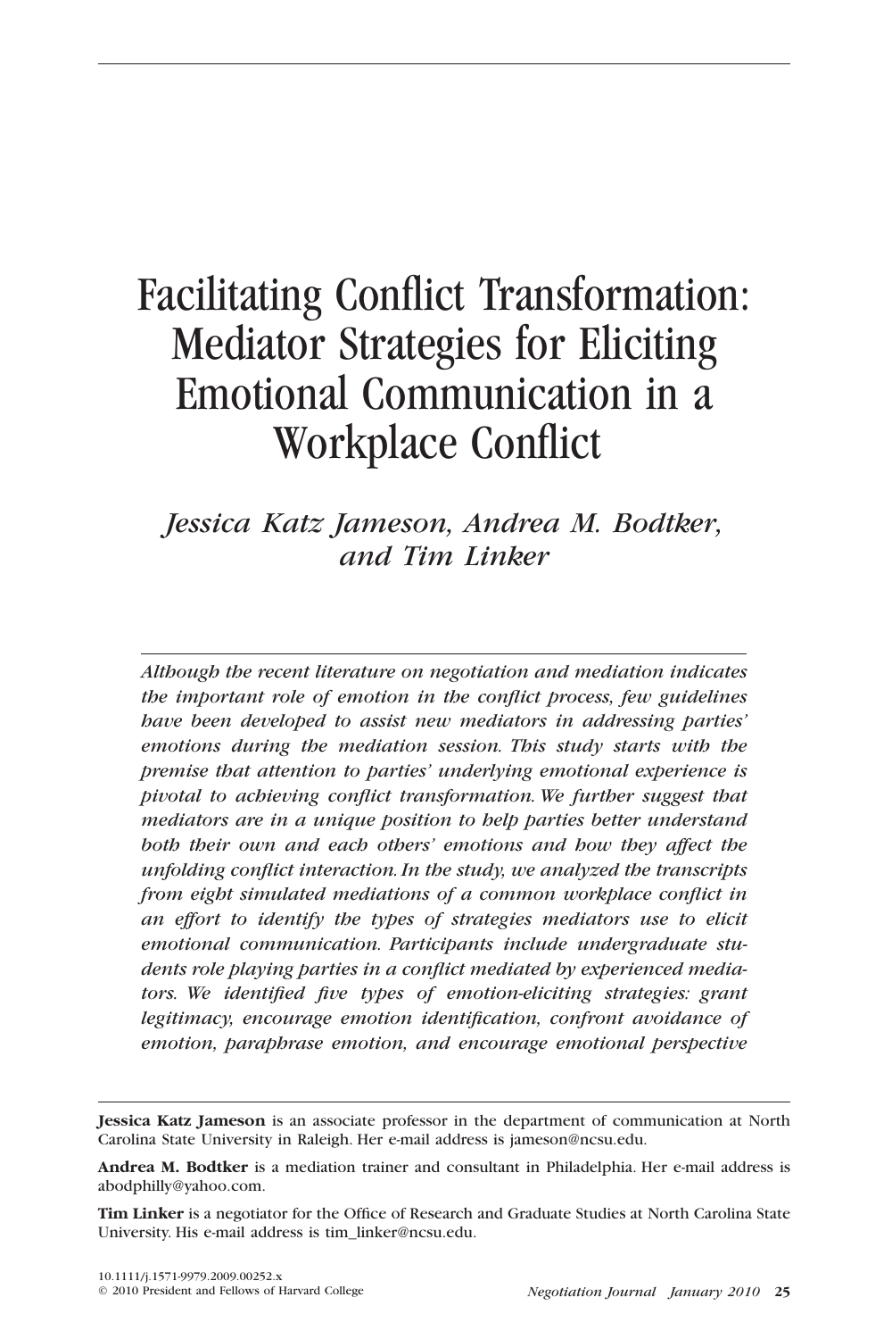# Facilitating Conflict Transformation: Mediator Strategies for Eliciting Emotional Communication in a Workplace Conflict

*Jessica Katz Jameson, Andrea M. Bodtker, and Tim Linker*

*Although the recent literature on negotiation and mediation indicates the important role of emotion in the conflict process, few guidelines have been developed to assist new mediators in addressing parties' emotions during the mediation session. This study starts with the premise that attention to parties' underlying emotional experience is pivotal to achieving conflict transformation. We further suggest that mediators are in a unique position to help parties better understand both their own and each others' emotions and how they affect the unfolding conflict interaction. In the study, we analyzed the transcripts from eight simulated mediations of a common workplace conflict in an effort to identify the types of strategies mediators use to elicit emotional communication. Participants include undergraduate students role playing parties in a conflict mediated by experienced mediators. We identified five types of emotion-eliciting strategies: grant legitimacy, encourage emotion identification, confront avoidance of emotion, paraphrase emotion, and encourage emotional perspective*

**Jessica Katz Jameson** is an associate professor in the department of communication at North Carolina State University in Raleigh. Her e-mail address is jameson@ncsu.edu.

**Andrea M. Bodtker** is a mediation trainer and consultant in Philadelphia. Her e-mail address is abodphilly@yahoo.com.

**Tim Linker** is a negotiator for the Office of Research and Graduate Studies at North Carolina State University. His e-mail address is tim_linker@ncsu.edu.

10.1111/j.1571-9979.2009.00252.x
© 2010 President and Fellows of Harvard College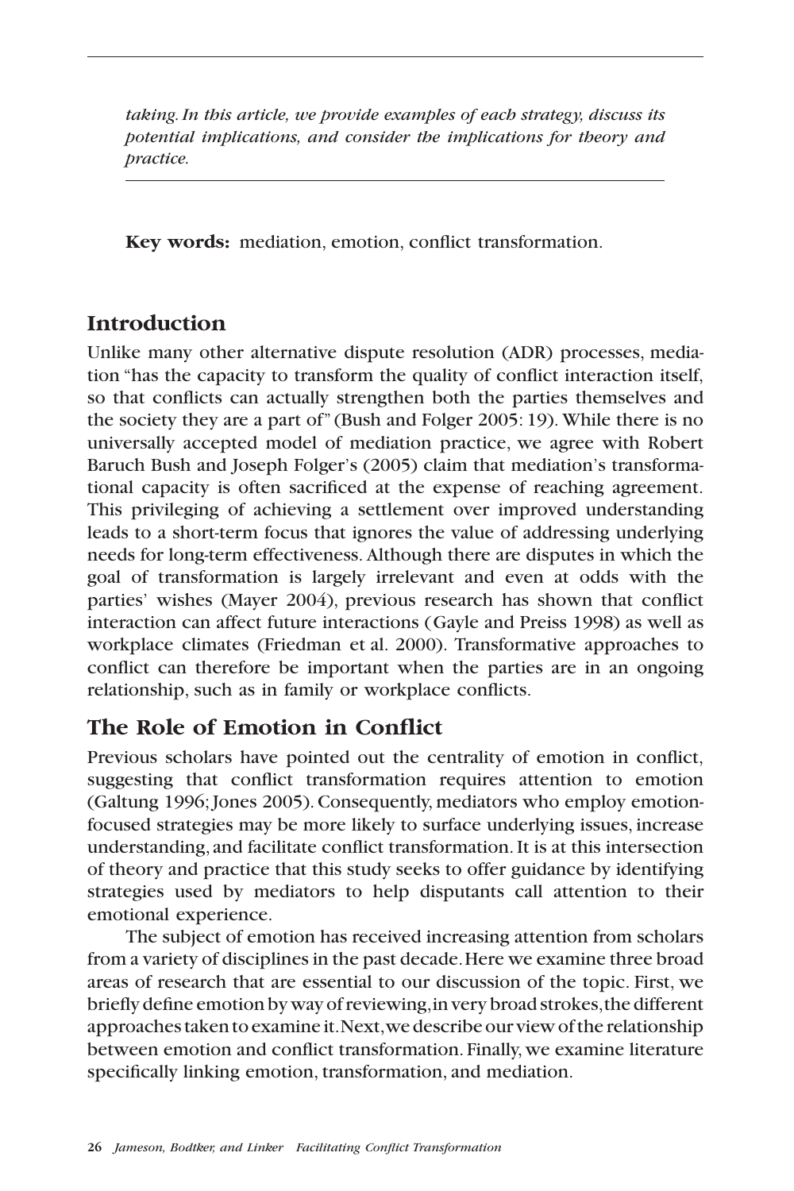*taking. In this article, we provide examples of each strategy, discuss its potential implications, and consider the implications for theory and practice.*

**Key words:** mediation, emotion, conflict transformation.

## Introduction

Unlike many other alternative dispute resolution (ADR) processes, mediation "has the capacity to transform the quality of conflict interaction itself, so that conflicts can actually strengthen both the parties themselves and the society they are a part of" (Bush and Folger 2005: 19). While there is no universally accepted model of mediation practice, we agree with Robert Baruch Bush and Joseph Folger's (2005) claim that mediation's transformational capacity is often sacrificed at the expense of reaching agreement. This privileging of achieving a settlement over improved understanding leads to a short-term focus that ignores the value of addressing underlying needs for long-term effectiveness. Although there are disputes in which the goal of transformation is largely irrelevant and even at odds with the parties' wishes (Mayer 2004), previous research has shown that conflict interaction can affect future interactions (Gayle and Preiss 1998) as well as workplace climates (Friedman et al. 2000). Transformative approaches to conflict can therefore be important when the parties are in an ongoing relationship, such as in family or workplace conflicts.

## The Role of Emotion in Conflict

Previous scholars have pointed out the centrality of emotion in conflict, suggesting that conflict transformation requires attention to emotion (Galtung 1996; Jones 2005). Consequently, mediators who employ emotion-focused strategies may be more likely to surface underlying issues, increase understanding, and facilitate conflict transformation. It is at this intersection of theory and practice that this study seeks to offer guidance by identifying strategies used by mediators to help disputants call attention to their emotional experience.

The subject of emotion has received increasing attention from scholars from a variety of disciplines in the past decade. Here we examine three broad areas of research that are essential to our discussion of the topic. First, we briefly define emotion by way of reviewing, in very broad strokes, the different approaches taken to examine it. Next, we describe our view of the relationship between emotion and conflict transformation. Finally, we examine literature specifically linking emotion, transformation, and mediation.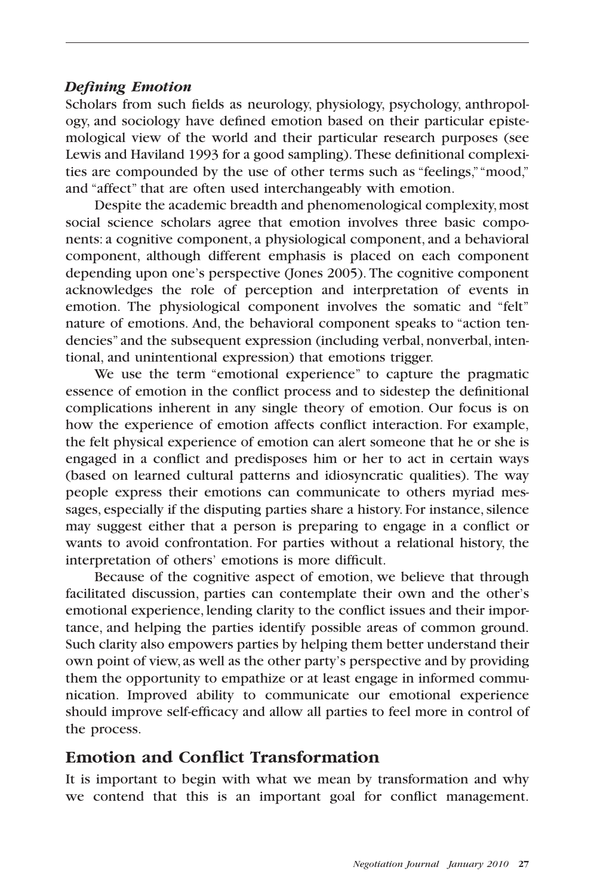### *Defining Emotion*

Scholars from such fields as neurology, physiology, psychology, anthropology, and sociology have defined emotion based on their particular epistemological view of the world and their particular research purposes (see Lewis and Haviland 1993 for a good sampling). These definitional complexities are compounded by the use of other terms such as "feelings," "mood," and "affect" that are often used interchangeably with emotion.

Despite the academic breadth and phenomenological complexity, most social science scholars agree that emotion involves three basic components: a cognitive component, a physiological component, and a behavioral component, although different emphasis is placed on each component depending upon one's perspective (Jones 2005). The cognitive component acknowledges the role of perception and interpretation of events in emotion. The physiological component involves the somatic and "felt" nature of emotions. And, the behavioral component speaks to "action tendencies" and the subsequent expression (including verbal, nonverbal, intentional, and unintentional expression) that emotions trigger.

We use the term "emotional experience" to capture the pragmatic essence of emotion in the conflict process and to sidestep the definitional complications inherent in any single theory of emotion. Our focus is on how the experience of emotion affects conflict interaction. For example, the felt physical experience of emotion can alert someone that he or she is engaged in a conflict and predisposes him or her to act in certain ways (based on learned cultural patterns and idiosyncratic qualities). The way people express their emotions can communicate to others myriad messages, especially if the disputing parties share a history. For instance, silence may suggest either that a person is preparing to engage in a conflict or wants to avoid confrontation. For parties without a relational history, the interpretation of others' emotions is more difficult.

Because of the cognitive aspect of emotion, we believe that through facilitated discussion, parties can contemplate their own and the other's emotional experience, lending clarity to the conflict issues and their importance, and helping the parties identify possible areas of common ground. Such clarity also empowers parties by helping them better understand their own point of view, as well as the other party's perspective and by providing them the opportunity to empathize or at least engage in informed communication. Improved ability to communicate our emotional experience should improve self-efficacy and allow all parties to feel more in control of the process.

## Emotion and Conflict Transformation

It is important to begin with what we mean by transformation and why we contend that this is an important goal for conflict management.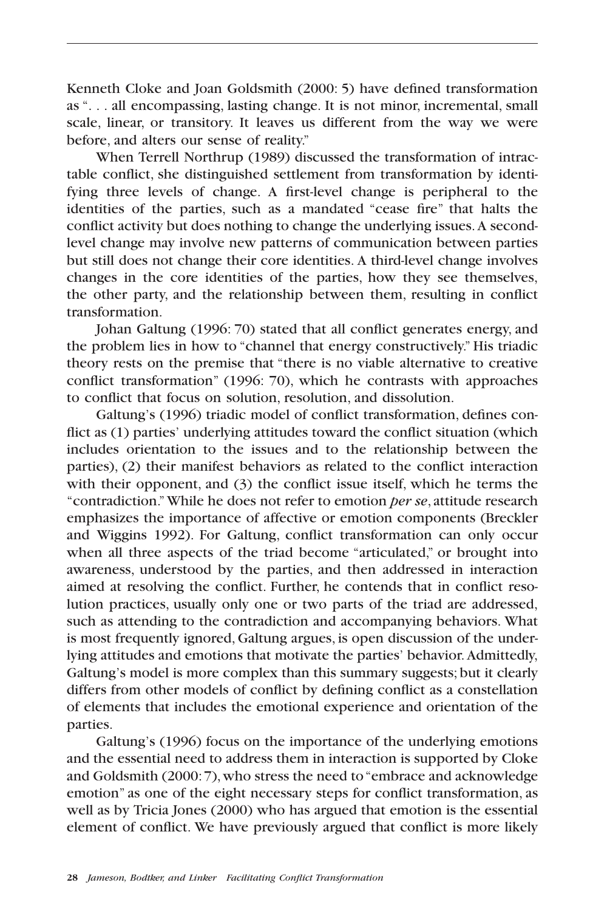Kenneth Cloke and Joan Goldsmith (2000: 5) have defined transformation as ". . . all encompassing, lasting change. It is not minor, incremental, small scale, linear, or transitory. It leaves us different from the way we were before, and alters our sense of reality."

When Terrell Northrup (1989) discussed the transformation of intractable conflict, she distinguished settlement from transformation by identifying three levels of change. A first-level change is peripheral to the identities of the parties, such as a mandated "cease fire" that halts the conflict activity but does nothing to change the underlying issues. A second-level change may involve new patterns of communication between parties but still does not change their core identities. A third-level change involves changes in the core identities of the parties, how they see themselves, the other party, and the relationship between them, resulting in conflict transformation.

Johan Galtung (1996: 70) stated that all conflict generates energy, and the problem lies in how to "channel that energy constructively." His triadic theory rests on the premise that "there is no viable alternative to creative conflict transformation" (1996: 70), which he contrasts with approaches to conflict that focus on solution, resolution, and dissolution.

Galtung's (1996) triadic model of conflict transformation, defines conflict as (1) parties' underlying attitudes toward the conflict situation (which includes orientation to the issues and to the relationship between the parties), (2) their manifest behaviors as related to the conflict interaction with their opponent, and (3) the conflict issue itself, which he terms the "contradiction." While he does not refer to emotion *per se*, attitude research emphasizes the importance of affective or emotion components (Breckler and Wiggins 1992). For Galtung, conflict transformation can only occur when all three aspects of the triad become "articulated," or brought into awareness, understood by the parties, and then addressed in interaction aimed at resolving the conflict. Further, he contends that in conflict resolution practices, usually only one or two parts of the triad are addressed, such as attending to the contradiction and accompanying behaviors. What is most frequently ignored, Galtung argues, is open discussion of the underlying attitudes and emotions that motivate the parties' behavior. Admittedly, Galtung's model is more complex than this summary suggests; but it clearly differs from other models of conflict by defining conflict as a constellation of elements that includes the emotional experience and orientation of the parties.

Galtung's (1996) focus on the importance of the underlying emotions and the essential need to address them in interaction is supported by Cloke and Goldsmith (2000: 7), who stress the need to "embrace and acknowledge emotion" as one of the eight necessary steps for conflict transformation, as well as by Tricia Jones (2000) who has argued that emotion is the essential element of conflict. We have previously argued that conflict is more likely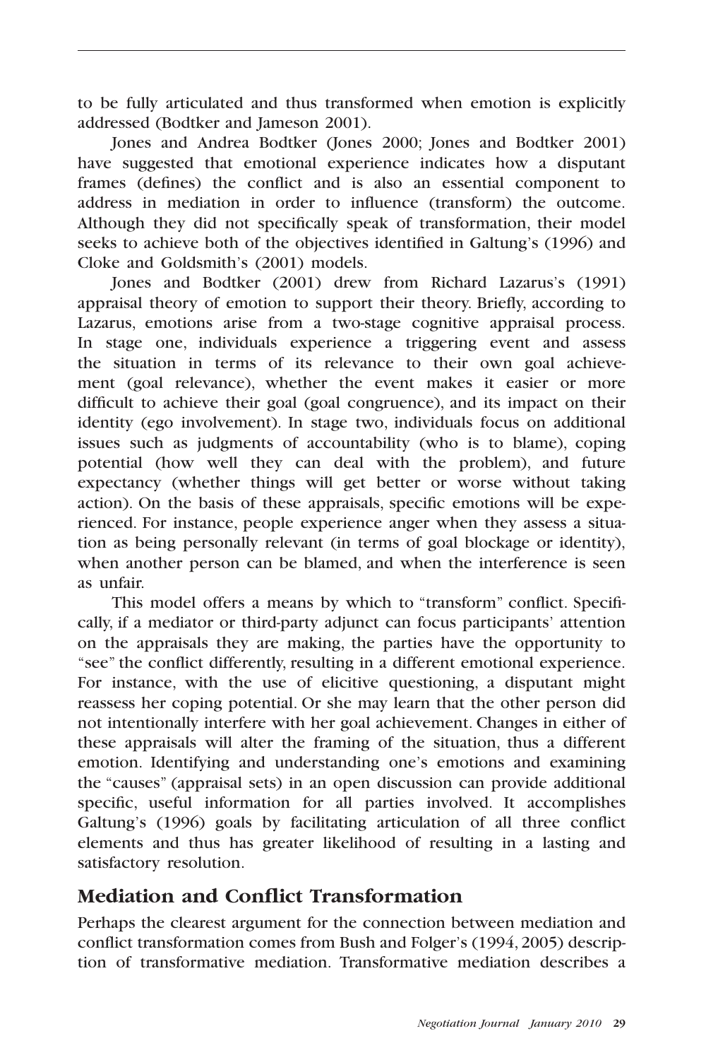to be fully articulated and thus transformed when emotion is explicitly addressed (Bodtker and Jameson 2001).

Jones and Andrea Bodtker (Jones 2000; Jones and Bodtker 2001) have suggested that emotional experience indicates how a disputant frames (defines) the conflict and is also an essential component to address in mediation in order to influence (transform) the outcome. Although they did not specifically speak of transformation, their model seeks to achieve both of the objectives identified in Galtung's (1996) and Cloke and Goldsmith's (2001) models.

Jones and Bodtker (2001) drew from Richard Lazarus's (1991) appraisal theory of emotion to support their theory. Briefly, according to Lazarus, emotions arise from a two-stage cognitive appraisal process. In stage one, individuals experience a triggering event and assess the situation in terms of its relevance to their own goal achievement (goal relevance), whether the event makes it easier or more difficult to achieve their goal (goal congruence), and its impact on their identity (ego involvement). In stage two, individuals focus on additional issues such as judgments of accountability (who is to blame), coping potential (how well they can deal with the problem), and future expectancy (whether things will get better or worse without taking action). On the basis of these appraisals, specific emotions will be experienced. For instance, people experience anger when they assess a situation as being personally relevant (in terms of goal blockage or identity), when another person can be blamed, and when the interference is seen as unfair.

This model offers a means by which to "transform" conflict. Specifically, if a mediator or third-party adjunct can focus participants' attention on the appraisals they are making, the parties have the opportunity to "see" the conflict differently, resulting in a different emotional experience. For instance, with the use of elicitive questioning, a disputant might reassess her coping potential. Or she may learn that the other person did not intentionally interfere with her goal achievement. Changes in either of these appraisals will alter the framing of the situation, thus a different emotion. Identifying and understanding one's emotions and examining the "causes" (appraisal sets) in an open discussion can provide additional specific, useful information for all parties involved. It accomplishes Galtung's (1996) goals by facilitating articulation of all three conflict elements and thus has greater likelihood of resulting in a lasting and satisfactory resolution.

## Mediation and Conflict Transformation

Perhaps the clearest argument for the connection between mediation and conflict transformation comes from Bush and Folger's (1994, 2005) description of transformative mediation. Transformative mediation describes a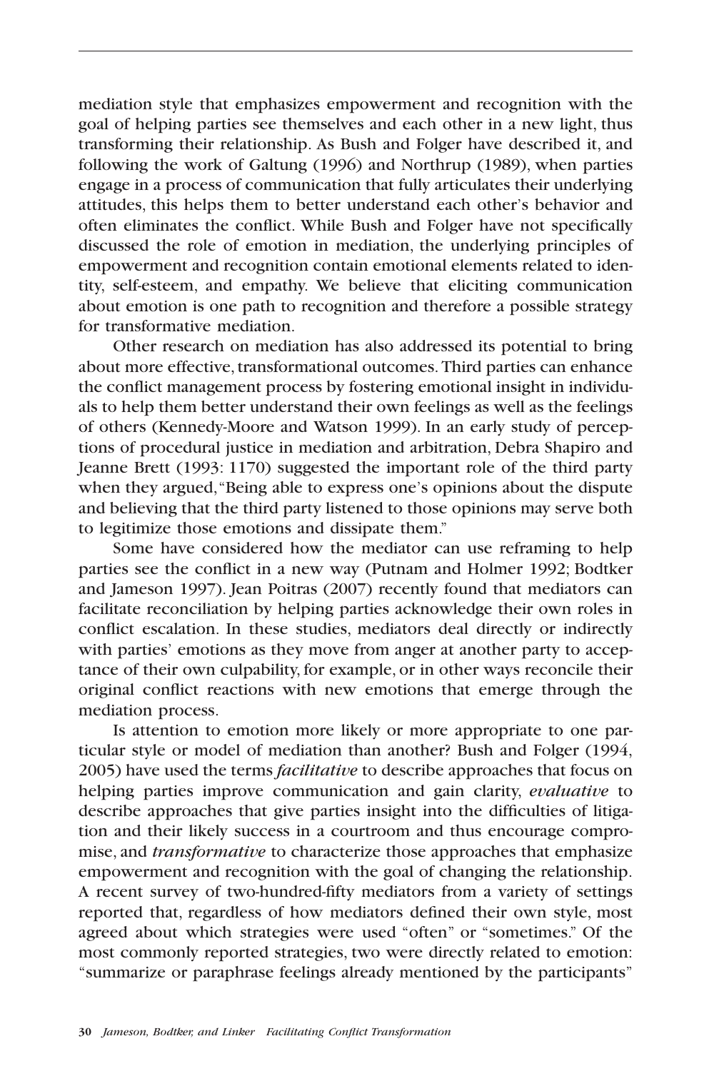mediation style that emphasizes empowerment and recognition with the goal of helping parties see themselves and each other in a new light, thus transforming their relationship. As Bush and Folger have described it, and following the work of Galtung (1996) and Northrup (1989), when parties engage in a process of communication that fully articulates their underlying attitudes, this helps them to better understand each other's behavior and often eliminates the conflict. While Bush and Folger have not specifically discussed the role of emotion in mediation, the underlying principles of empowerment and recognition contain emotional elements related to identity, self-esteem, and empathy. We believe that eliciting communication about emotion is one path to recognition and therefore a possible strategy for transformative mediation.

Other research on mediation has also addressed its potential to bring about more effective, transformational outcomes. Third parties can enhance the conflict management process by fostering emotional insight in individuals to help them better understand their own feelings as well as the feelings of others (Kennedy-Moore and Watson 1999). In an early study of perceptions of procedural justice in mediation and arbitration, Debra Shapiro and Jeanne Brett (1993: 1170) suggested the important role of the third party when they argued, "Being able to express one's opinions about the dispute and believing that the third party listened to those opinions may serve both to legitimize those emotions and dissipate them."

Some have considered how the mediator can use reframing to help parties see the conflict in a new way (Putnam and Holmer 1992; Bodtker and Jameson 1997). Jean Poitras (2007) recently found that mediators can facilitate reconciliation by helping parties acknowledge their own roles in conflict escalation. In these studies, mediators deal directly or indirectly with parties' emotions as they move from anger at another party to acceptance of their own culpability, for example, or in other ways reconcile their original conflict reactions with new emotions that emerge through the mediation process.

Is attention to emotion more likely or more appropriate to one particular style or model of mediation than another? Bush and Folger (1994, 2005) have used the terms *facilitative* to describe approaches that focus on helping parties improve communication and gain clarity, *evaluative* to describe approaches that give parties insight into the difficulties of litigation and their likely success in a courtroom and thus encourage compromise, and *transformative* to characterize those approaches that emphasize empowerment and recognition with the goal of changing the relationship. A recent survey of two-hundred-fifty mediators from a variety of settings reported that, regardless of how mediators defined their own style, most agreed about which strategies were used "often" or "sometimes." Of the most commonly reported strategies, two were directly related to emotion: "summarize or paraphrase feelings already mentioned by the participants"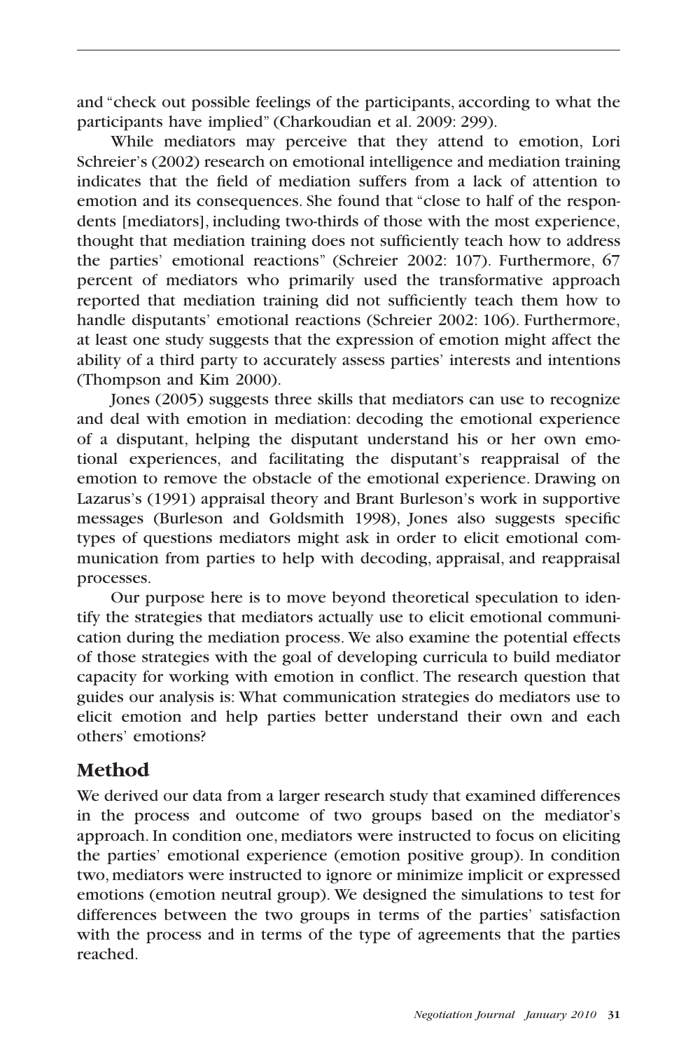and "check out possible feelings of the participants, according to what the participants have implied" (Charkoudian et al. 2009: 299).

While mediators may perceive that they attend to emotion, Lori Schreier's (2002) research on emotional intelligence and mediation training indicates that the field of mediation suffers from a lack of attention to emotion and its consequences. She found that "close to half of the respondents [mediators], including two-thirds of those with the most experience, thought that mediation training does not sufficiently teach how to address the parties' emotional reactions" (Schreier 2002: 107). Furthermore, 67 percent of mediators who primarily used the transformative approach reported that mediation training did not sufficiently teach them how to handle disputants' emotional reactions (Schreier 2002: 106). Furthermore, at least one study suggests that the expression of emotion might affect the ability of a third party to accurately assess parties' interests and intentions (Thompson and Kim 2000).

Jones (2005) suggests three skills that mediators can use to recognize and deal with emotion in mediation: decoding the emotional experience of a disputant, helping the disputant understand his or her own emotional experiences, and facilitating the disputant's reappraisal of the emotion to remove the obstacle of the emotional experience. Drawing on Lazarus's (1991) appraisal theory and Brant Burleson's work in supportive messages (Burleson and Goldsmith 1998), Jones also suggests specific types of questions mediators might ask in order to elicit emotional communication from parties to help with decoding, appraisal, and reappraisal processes.

Our purpose here is to move beyond theoretical speculation to identify the strategies that mediators actually use to elicit emotional communication during the mediation process. We also examine the potential effects of those strategies with the goal of developing curricula to build mediator capacity for working with emotion in conflict. The research question that guides our analysis is: What communication strategies do mediators use to elicit emotion and help parties better understand their own and each others' emotions?

## Method

We derived our data from a larger research study that examined differences in the process and outcome of two groups based on the mediator's approach. In condition one, mediators were instructed to focus on eliciting the parties' emotional experience (emotion positive group). In condition two, mediators were instructed to ignore or minimize implicit or expressed emotions (emotion neutral group). We designed the simulations to test for differences between the two groups in terms of the parties' satisfaction with the process and in terms of the type of agreements that the parties reached.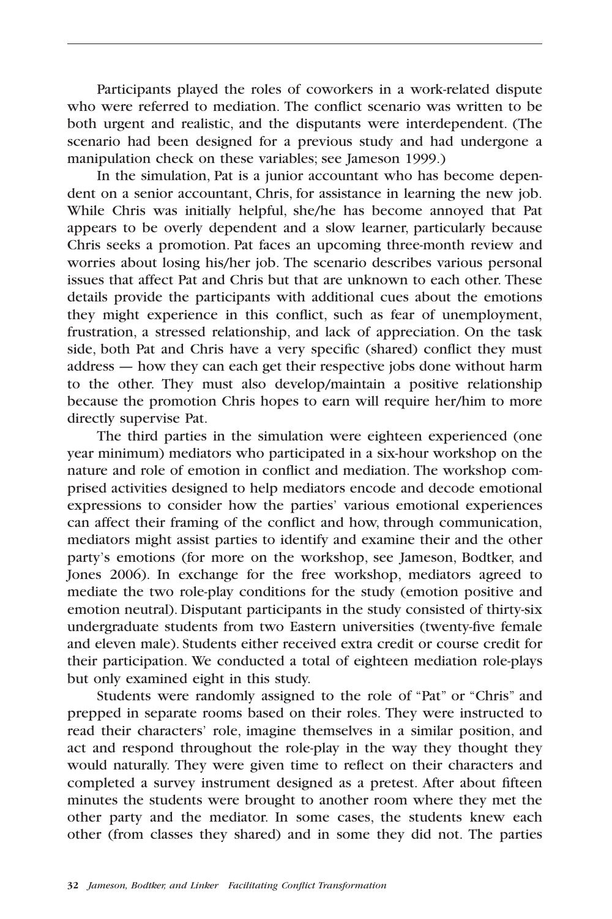Participants played the roles of coworkers in a work-related dispute who were referred to mediation. The conflict scenario was written to be both urgent and realistic, and the disputants were interdependent. (The scenario had been designed for a previous study and had undergone a manipulation check on these variables; see Jameson 1999.)

In the simulation, Pat is a junior accountant who has become dependent on a senior accountant, Chris, for assistance in learning the new job. While Chris was initially helpful, she/he has become annoyed that Pat appears to be overly dependent and a slow learner, particularly because Chris seeks a promotion. Pat faces an upcoming three-month review and worries about losing his/her job. The scenario describes various personal issues that affect Pat and Chris but that are unknown to each other. These details provide the participants with additional cues about the emotions they might experience in this conflict, such as fear of unemployment, frustration, a stressed relationship, and lack of appreciation. On the task side, both Pat and Chris have a very specific (shared) conflict they must address — how they can each get their respective jobs done without harm to the other. They must also develop/maintain a positive relationship because the promotion Chris hopes to earn will require her/him to more directly supervise Pat.

The third parties in the simulation were eighteen experienced (one year minimum) mediators who participated in a six-hour workshop on the nature and role of emotion in conflict and mediation. The workshop comprised activities designed to help mediators encode and decode emotional expressions to consider how the parties' various emotional experiences can affect their framing of the conflict and how, through communication, mediators might assist parties to identify and examine their and the other party's emotions (for more on the workshop, see Jameson, Bodtker, and Jones 2006). In exchange for the free workshop, mediators agreed to mediate the two role-play conditions for the study (emotion positive and emotion neutral). Disputant participants in the study consisted of thirty-six undergraduate students from two Eastern universities (twenty-five female and eleven male). Students either received extra credit or course credit for their participation. We conducted a total of eighteen mediation role-plays but only examined eight in this study.

Students were randomly assigned to the role of "Pat" or "Chris" and prepped in separate rooms based on their roles. They were instructed to read their characters' role, imagine themselves in a similar position, and act and respond throughout the role-play in the way they thought they would naturally. They were given time to reflect on their characters and completed a survey instrument designed as a pretest. After about fifteen minutes the students were brought to another room where they met the other party and the mediator. In some cases, the students knew each other (from classes they shared) and in some they did not. The parties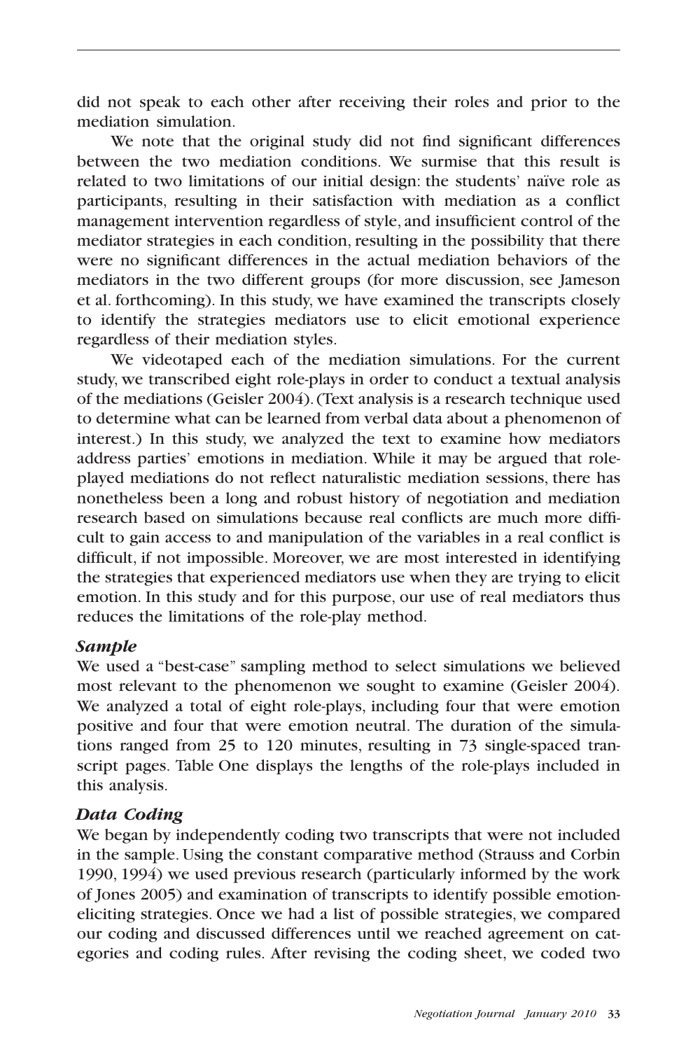did not speak to each other after receiving their roles and prior to the mediation simulation.

We note that the original study did not find significant differences between the two mediation conditions. We surmise that this result is related to two limitations of our initial design: the students' naïve role as participants, resulting in their satisfaction with mediation as a conflict management intervention regardless of style, and insufficient control of the mediator strategies in each condition, resulting in the possibility that there were no significant differences in the actual mediation behaviors of the mediators in the two different groups (for more discussion, see Jameson et al. forthcoming). In this study, we have examined the transcripts closely to identify the strategies mediators use to elicit emotional experience regardless of their mediation styles.

We videotaped each of the mediation simulations. For the current study, we transcribed eight role-plays in order to conduct a textual analysis of the mediations (Geisler 2004). (Text analysis is a research technique used to determine what can be learned from verbal data about a phenomenon of interest.) In this study, we analyzed the text to examine how mediators address parties' emotions in mediation. While it may be argued that role-played mediations do not reflect naturalistic mediation sessions, there has nonetheless been a long and robust history of negotiation and mediation research based on simulations because real conflicts are much more difficult to gain access to and manipulation of the variables in a real conflict is difficult, if not impossible. Moreover, we are most interested in identifying the strategies that experienced mediators use when they are trying to elicit emotion. In this study and for this purpose, our use of real mediators thus reduces the limitations of the role-play method.

### *Sample*

We used a "best-case" sampling method to select simulations we believed most relevant to the phenomenon we sought to examine (Geisler 2004). We analyzed a total of eight role-plays, including four that were emotion positive and four that were emotion neutral. The duration of the simulations ranged from 25 to 120 minutes, resulting in 73 single-spaced transcript pages. Table One displays the lengths of the role-plays included in this analysis.

### *Data Coding*

We began by independently coding two transcripts that were not included in the sample. Using the constant comparative method (Strauss and Corbin 1990, 1994) we used previous research (particularly informed by the work of Jones 2005) and examination of transcripts to identify possible emotion-eliciting strategies. Once we had a list of possible strategies, we compared our coding and discussed differences until we reached agreement on categories and coding rules. After revising the coding sheet, we coded two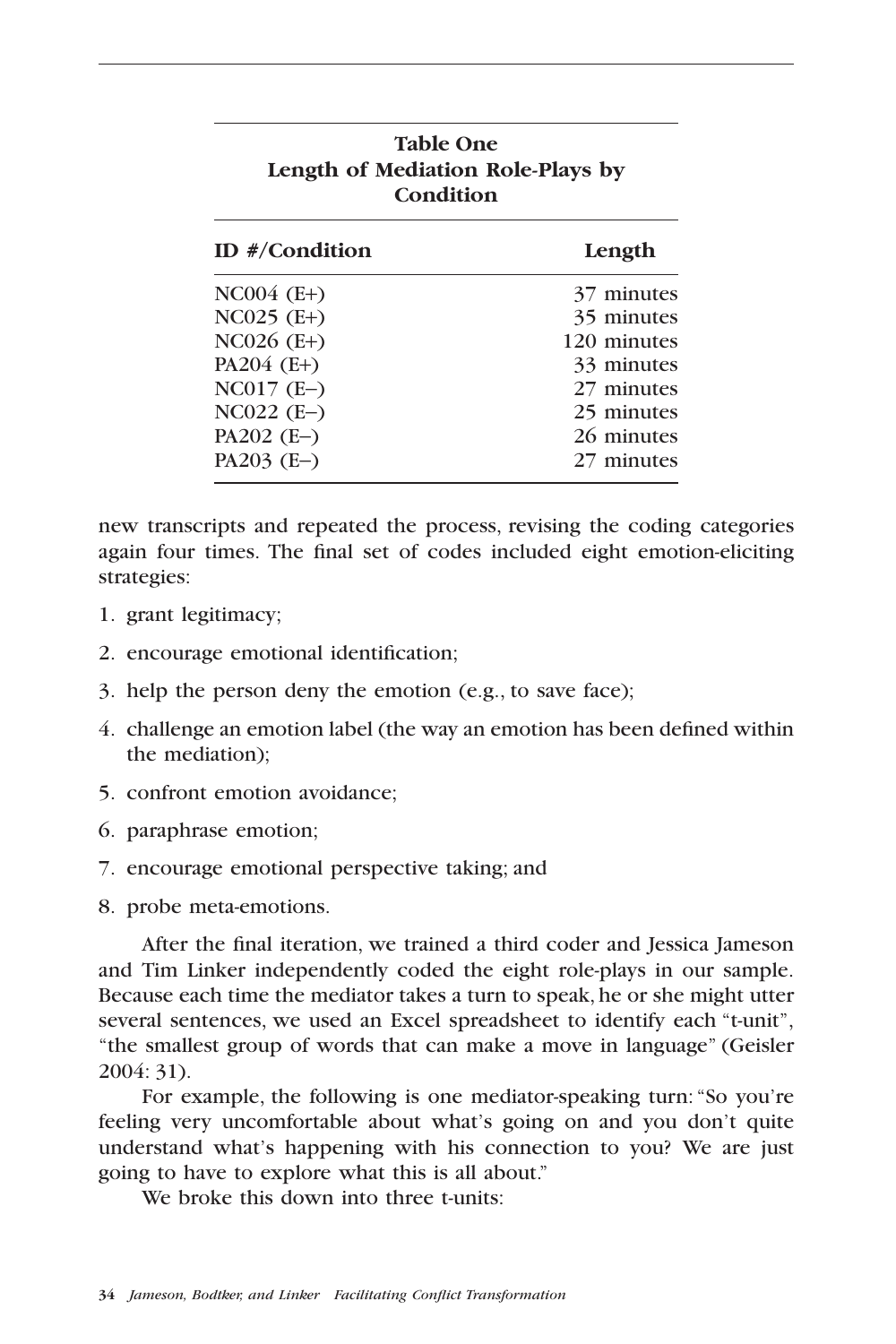**Table One**
**Length of Mediation Role-Plays by Condition**

| ID #/Condition | Length |
|---|---|
| NC004 (E+) | 37 minutes |
| NC025 (E+) | 35 minutes |
| NC026 (E+) | 120 minutes |
| PA204 (E+) | 33 minutes |
| NC017 (E–) | 27 minutes |
| NC022 (E–) | 25 minutes |
| PA202 (E–) | 26 minutes |
| PA203 (E–) | 27 minutes |

new transcripts and repeated the process, revising the coding categories again four times. The final set of codes included eight emotion-eliciting strategies:

1. grant legitimacy;
2. encourage emotional identification;
3. help the person deny the emotion (e.g., to save face);
4. challenge an emotion label (the way an emotion has been defined within the mediation);
5. confront emotion avoidance;
6. paraphrase emotion;
7. encourage emotional perspective taking; and
8. probe meta-emotions.

After the final iteration, we trained a third coder and Jessica Jameson and Tim Linker independently coded the eight role-plays in our sample. Because each time the mediator takes a turn to speak, he or she might utter several sentences, we used an Excel spreadsheet to identify each "t-unit", "the smallest group of words that can make a move in language" (Geisler 2004: 31).

For example, the following is one mediator-speaking turn: "So you're feeling very uncomfortable about what's going on and you don't quite understand what's happening with his connection to you? We are just going to have to explore what this is all about."

We broke this down into three t-units: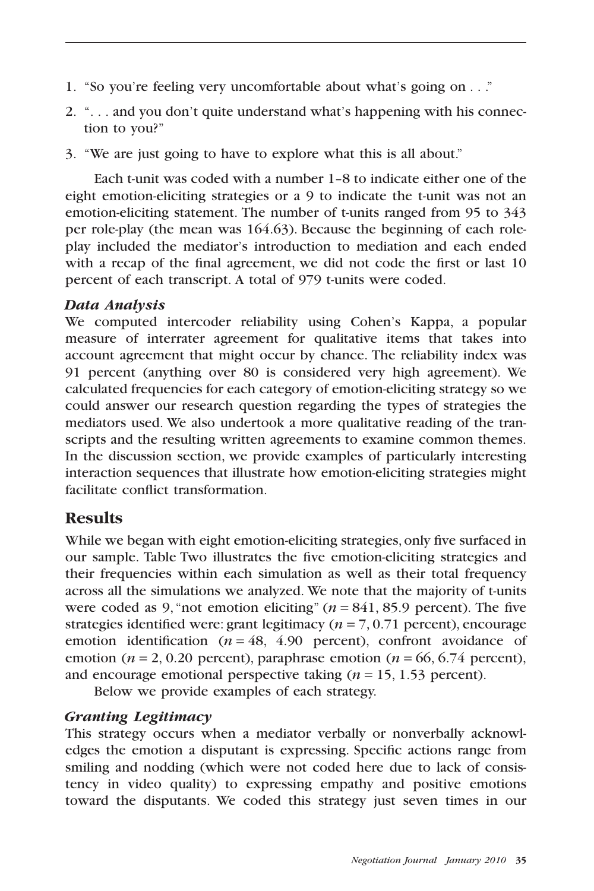1. "So you're feeling very uncomfortable about what's going on . . ."
2. ". . . and you don't quite understand what's happening with his connection to you?"
3. "We are just going to have to explore what this is all about."

Each t-unit was coded with a number 1–8 to indicate either one of the eight emotion-eliciting strategies or a 9 to indicate the t-unit was not an emotion-eliciting statement. The number of t-units ranged from 95 to 343 per role-play (the mean was 164.63). Because the beginning of each role-play included the mediator's introduction to mediation and each ended with a recap of the final agreement, we did not code the first or last 10 percent of each transcript. A total of 979 t-units were coded.

### *Data Analysis*

We computed intercoder reliability using Cohen's Kappa, a popular measure of interrater agreement for qualitative items that takes into account agreement that might occur by chance. The reliability index was 91 percent (anything over 80 is considered very high agreement). We calculated frequencies for each category of emotion-eliciting strategy so we could answer our research question regarding the types of strategies the mediators used. We also undertook a more qualitative reading of the transcripts and the resulting written agreements to examine common themes. In the discussion section, we provide examples of particularly interesting interaction sequences that illustrate how emotion-eliciting strategies might facilitate conflict transformation.

## Results

While we began with eight emotion-eliciting strategies, only five surfaced in our sample. Table Two illustrates the five emotion-eliciting strategies and their frequencies within each simulation as well as their total frequency across all the simulations we analyzed. We note that the majority of t-units were coded as 9, "not emotion eliciting" ($n = 841$, 85.9 percent). The five strategies identified were: grant legitimacy ($n = 7$, 0.71 percent), encourage emotion identification ($n = 48$, 4.90 percent), confront avoidance of emotion ($n = 2$, 0.20 percent), paraphrase emotion ($n = 66$, 6.74 percent), and encourage emotional perspective taking ($n = 15$, 1.53 percent).

Below we provide examples of each strategy.

### *Granting Legitimacy*

This strategy occurs when a mediator verbally or nonverbally acknowledges the emotion a disputant is expressing. Specific actions range from smiling and nodding (which were not coded here due to lack of consistency in video quality) to expressing empathy and positive emotions toward the disputants. We coded this strategy just seven times in our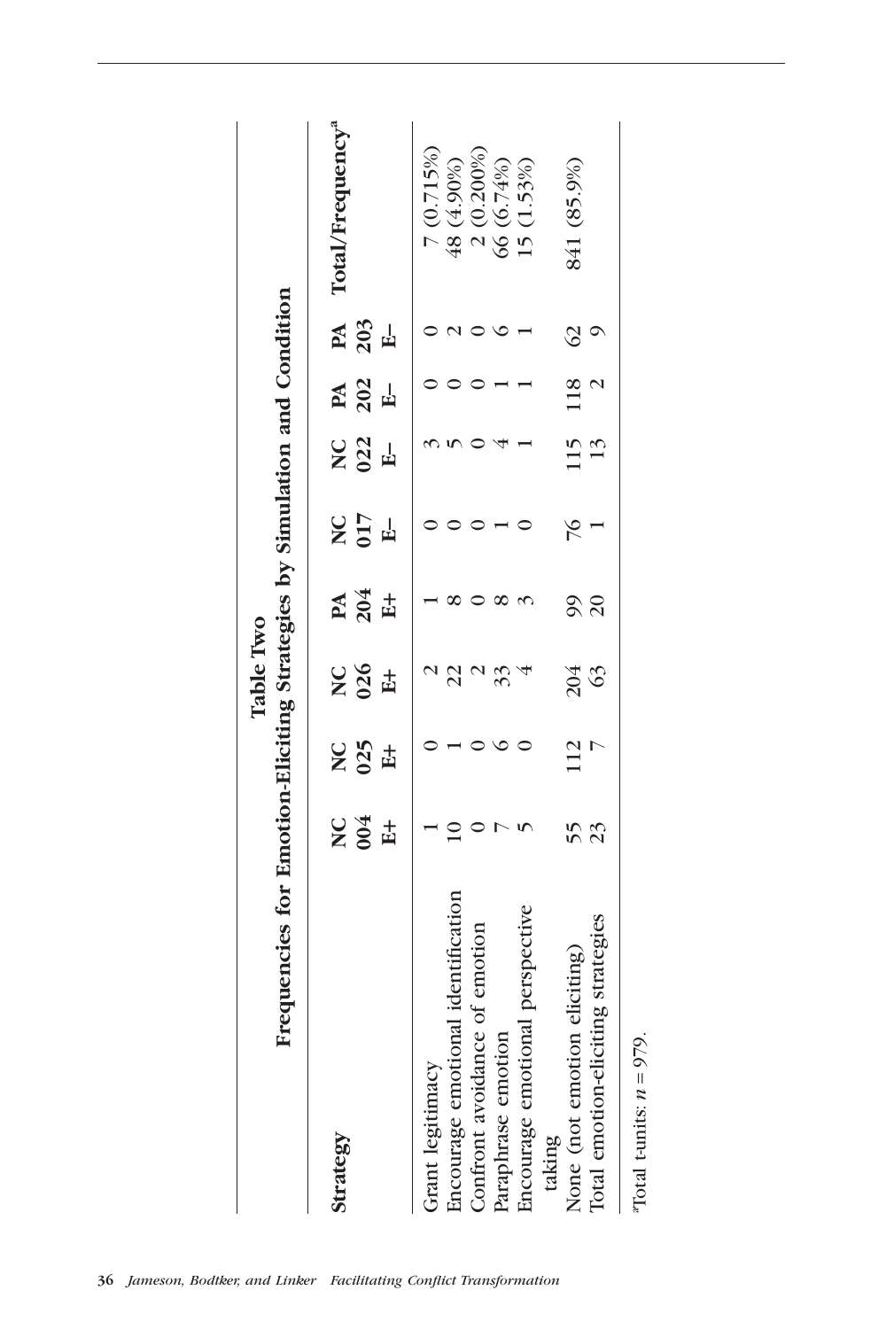**Table Two**

**Frequencies for Emotion-Eliciting Strategies by Simulation and Condition**

| Strategy | NC 004 E+ | NC 025 E+ | NC 026 E+ | PA 204 E+ | NC 017 E– | NC 022 E– | PA 202 E– | PA 203 E– | Total/Frequency[a] |
|---|---|---|---|---|---|---|---|---|---|
| Grant legitimacy | 1 | 0 | 2 | 1 | 0 | 3 | 0 | 0 | 7 (0.715%) |
| Encourage emotional identification | 10 | 1 | 22 | 8 | 0 | 5 | 0 | 2 | 48 (4.90%) |
| Confront avoidance of emotion | 0 | 0 | 2 | 0 | 0 | 0 | 0 | 0 | 2 (0.200%) |
| Paraphrase emotion | 7 | 6 | 33 | 8 | 1 | 4 | 1 | 6 | 66 (6.74%) |
| Encourage emotional perspective taking | 5 | 0 | 4 | 3 | 0 | 1 | 1 | 1 | 15 (1.53%) |
| None (not emotion eliciting) | 55 | 112 | 204 | 99 | 76 | 115 | 118 | 62 | 841 (85.9%) |
| Total emotion-eliciting strategies | 23 | 7 | 63 | 20 | 1 | 13 | 2 | 9 | |

[a]Total t-units: $n = 979$.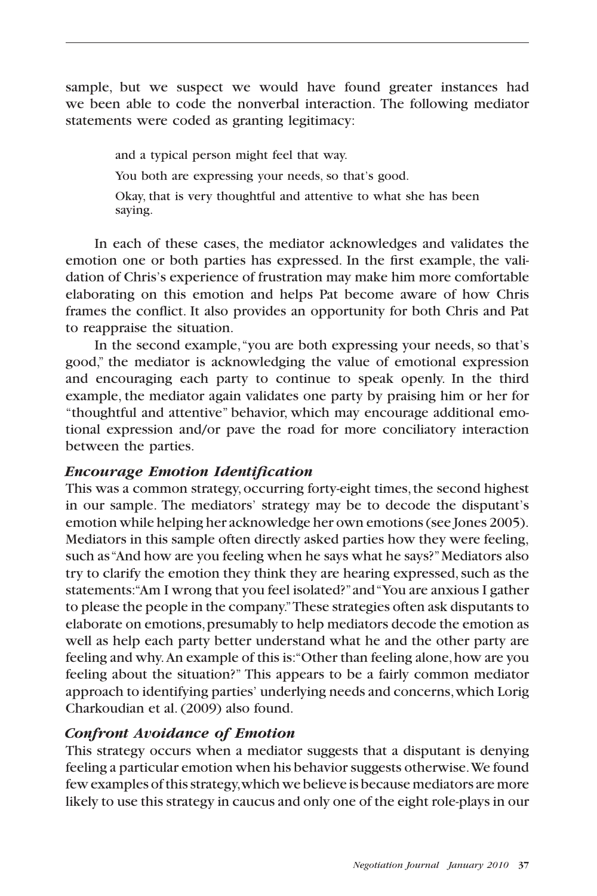sample, but we suspect we would have found greater instances had we been able to code the nonverbal interaction. The following mediator statements were coded as granting legitimacy:

> and a typical person might feel that way.
>
> You both are expressing your needs, so that's good.
>
> Okay, that is very thoughtful and attentive to what she has been saying.

In each of these cases, the mediator acknowledges and validates the emotion one or both parties has expressed. In the first example, the validation of Chris's experience of frustration may make him more comfortable elaborating on this emotion and helps Pat become aware of how Chris frames the conflict. It also provides an opportunity for both Chris and Pat to reappraise the situation.

In the second example, "you are both expressing your needs, so that's good," the mediator is acknowledging the value of emotional expression and encouraging each party to continue to speak openly. In the third example, the mediator again validates one party by praising him or her for "thoughtful and attentive" behavior, which may encourage additional emotional expression and/or pave the road for more conciliatory interaction between the parties.

### *Encourage Emotion Identification*

This was a common strategy, occurring forty-eight times, the second highest in our sample. The mediators' strategy may be to decode the disputant's emotion while helping her acknowledge her own emotions (see Jones 2005). Mediators in this sample often directly asked parties how they were feeling, such as "And how are you feeling when he says what he says?" Mediators also try to clarify the emotion they think they are hearing expressed, such as the statements: "Am I wrong that you feel isolated?" and "You are anxious I gather to please the people in the company." These strategies often ask disputants to elaborate on emotions, presumably to help mediators decode the emotion as well as help each party better understand what he and the other party are feeling and why. An example of this is: "Other than feeling alone, how are you feeling about the situation?" This appears to be a fairly common mediator approach to identifying parties' underlying needs and concerns, which Lorig Charkoudian et al. (2009) also found.

### *Confront Avoidance of Emotion*

This strategy occurs when a mediator suggests that a disputant is denying feeling a particular emotion when his behavior suggests otherwise. We found few examples of this strategy, which we believe is because mediators are more likely to use this strategy in caucus and only one of the eight role-plays in our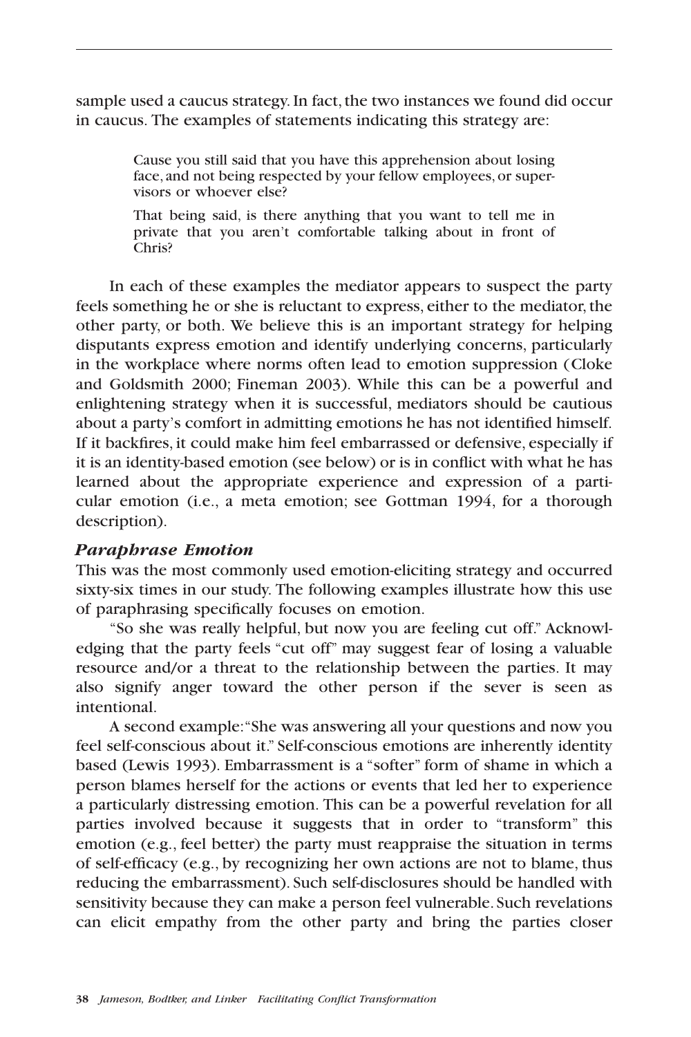sample used a caucus strategy. In fact, the two instances we found did occur in caucus. The examples of statements indicating this strategy are:

> Cause you still said that you have this apprehension about losing face, and not being respected by your fellow employees, or supervisors or whoever else?
>
> That being said, is there anything that you want to tell me in private that you aren't comfortable talking about in front of Chris?

In each of these examples the mediator appears to suspect the party feels something he or she is reluctant to express, either to the mediator, the other party, or both. We believe this is an important strategy for helping disputants express emotion and identify underlying concerns, particularly in the workplace where norms often lead to emotion suppression (Cloke and Goldsmith 2000; Fineman 2003). While this can be a powerful and enlightening strategy when it is successful, mediators should be cautious about a party's comfort in admitting emotions he has not identified himself. If it backfires, it could make him feel embarrassed or defensive, especially if it is an identity-based emotion (see below) or is in conflict with what he has learned about the appropriate experience and expression of a particular emotion (i.e., a meta emotion; see Gottman 1994, for a thorough description).

### *Paraphrase Emotion*

This was the most commonly used emotion-eliciting strategy and occurred sixty-six times in our study. The following examples illustrate how this use of paraphrasing specifically focuses on emotion.

"So she was really helpful, but now you are feeling cut off." Acknowledging that the party feels "cut off" may suggest fear of losing a valuable resource and/or a threat to the relationship between the parties. It may also signify anger toward the other person if the sever is seen as intentional.

A second example: "She was answering all your questions and now you feel self-conscious about it." Self-conscious emotions are inherently identity based (Lewis 1993). Embarrassment is a "softer" form of shame in which a person blames herself for the actions or events that led her to experience a particularly distressing emotion. This can be a powerful revelation for all parties involved because it suggests that in order to "transform" this emotion (e.g., feel better) the party must reappraise the situation in terms of self-efficacy (e.g., by recognizing her own actions are not to blame, thus reducing the embarrassment). Such self-disclosures should be handled with sensitivity because they can make a person feel vulnerable. Such revelations can elicit empathy from the other party and bring the parties closer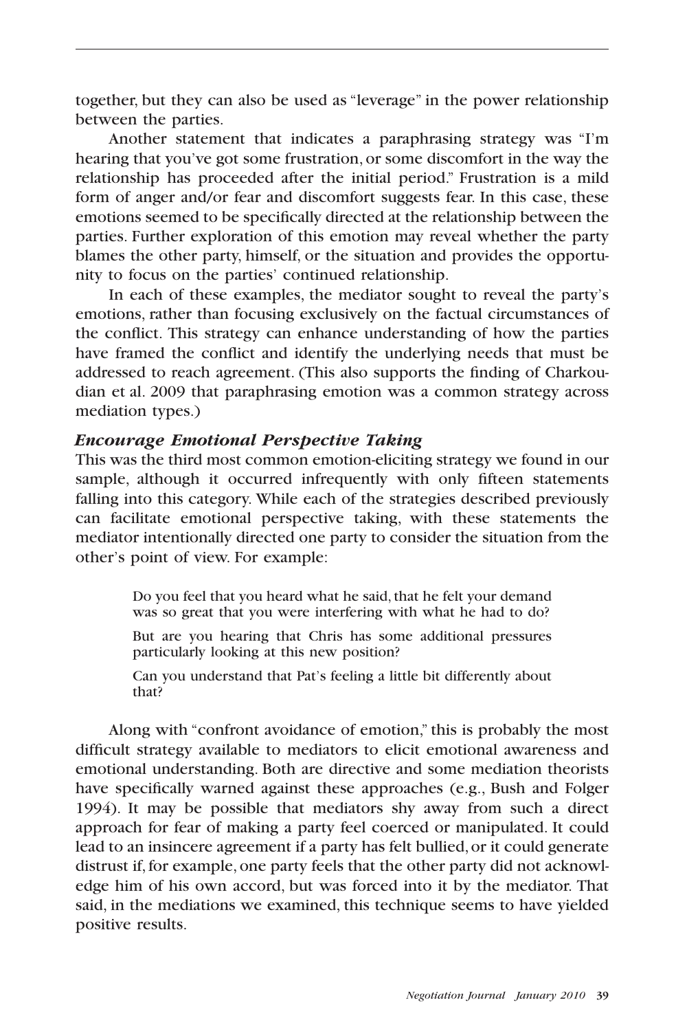together, but they can also be used as "leverage" in the power relationship between the parties.

Another statement that indicates a paraphrasing strategy was "I'm hearing that you've got some frustration, or some discomfort in the way the relationship has proceeded after the initial period." Frustration is a mild form of anger and/or fear and discomfort suggests fear. In this case, these emotions seemed to be specifically directed at the relationship between the parties. Further exploration of this emotion may reveal whether the party blames the other party, himself, or the situation and provides the opportunity to focus on the parties' continued relationship.

In each of these examples, the mediator sought to reveal the party's emotions, rather than focusing exclusively on the factual circumstances of the conflict. This strategy can enhance understanding of how the parties have framed the conflict and identify the underlying needs that must be addressed to reach agreement. (This also supports the finding of Charkoudian et al. 2009 that paraphrasing emotion was a common strategy across mediation types.)

### *Encourage Emotional Perspective Taking*

This was the third most common emotion-eliciting strategy we found in our sample, although it occurred infrequently with only fifteen statements falling into this category. While each of the strategies described previously can facilitate emotional perspective taking, with these statements the mediator intentionally directed one party to consider the situation from the other's point of view. For example:

> Do you feel that you heard what he said, that he felt your demand was so great that you were interfering with what he had to do?
>
> But are you hearing that Chris has some additional pressures particularly looking at this new position?
>
> Can you understand that Pat's feeling a little bit differently about that?

Along with "confront avoidance of emotion," this is probably the most difficult strategy available to mediators to elicit emotional awareness and emotional understanding. Both are directive and some mediation theorists have specifically warned against these approaches (e.g., Bush and Folger 1994). It may be possible that mediators shy away from such a direct approach for fear of making a party feel coerced or manipulated. It could lead to an insincere agreement if a party has felt bullied, or it could generate distrust if, for example, one party feels that the other party did not acknowledge him of his own accord, but was forced into it by the mediator. That said, in the mediations we examined, this technique seems to have yielded positive results.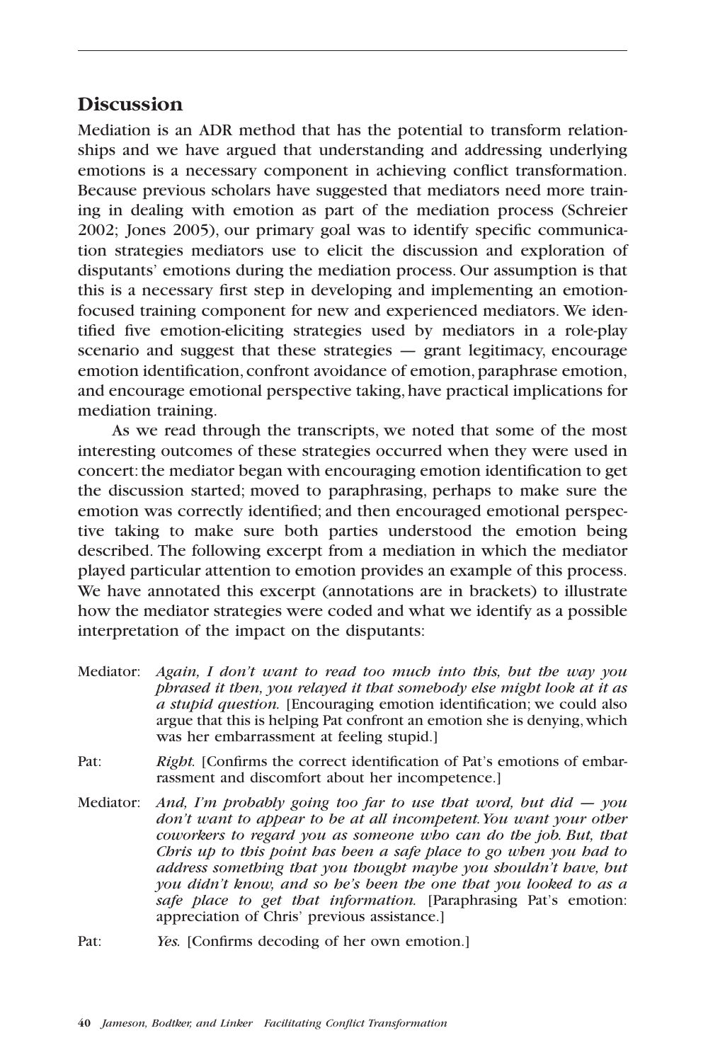## Discussion

Mediation is an ADR method that has the potential to transform relationships and we have argued that understanding and addressing underlying emotions is a necessary component in achieving conflict transformation. Because previous scholars have suggested that mediators need more training in dealing with emotion as part of the mediation process (Schreier 2002; Jones 2005), our primary goal was to identify specific communication strategies mediators use to elicit the discussion and exploration of disputants' emotions during the mediation process. Our assumption is that this is a necessary first step in developing and implementing an emotion-focused training component for new and experienced mediators. We identified five emotion-eliciting strategies used by mediators in a role-play scenario and suggest that these strategies — grant legitimacy, encourage emotion identification, confront avoidance of emotion, paraphrase emotion, and encourage emotional perspective taking, have practical implications for mediation training.

As we read through the transcripts, we noted that some of the most interesting outcomes of these strategies occurred when they were used in concert: the mediator began with encouraging emotion identification to get the discussion started; moved to paraphrasing, perhaps to make sure the emotion was correctly identified; and then encouraged emotional perspective taking to make sure both parties understood the emotion being described. The following excerpt from a mediation in which the mediator played particular attention to emotion provides an example of this process. We have annotated this excerpt (annotations are in brackets) to illustrate how the mediator strategies were coded and what we identify as a possible interpretation of the impact on the disputants:

Mediator: *Again, I don't want to read too much into this, but the way you phrased it then, you relayed it that somebody else might look at it as a stupid question.* [Encouraging emotion identification; we could also argue that this is helping Pat confront an emotion she is denying, which was her embarrassment at feeling stupid.]

Pat: *Right.* [Confirms the correct identification of Pat's emotions of embarrassment and discomfort about her incompetence.]

Mediator: *And, I'm probably going too far to use that word, but did — you don't want to appear to be at all incompetent. You want your other coworkers to regard you as someone who can do the job. But, that Chris up to this point has been a safe place to go when you had to address something that you thought maybe you shouldn't have, but you didn't know, and so he's been the one that you looked to as a safe place to get that information.* [Paraphrasing Pat's emotion: appreciation of Chris' previous assistance.]

Pat: *Yes.* [Confirms decoding of her own emotion.]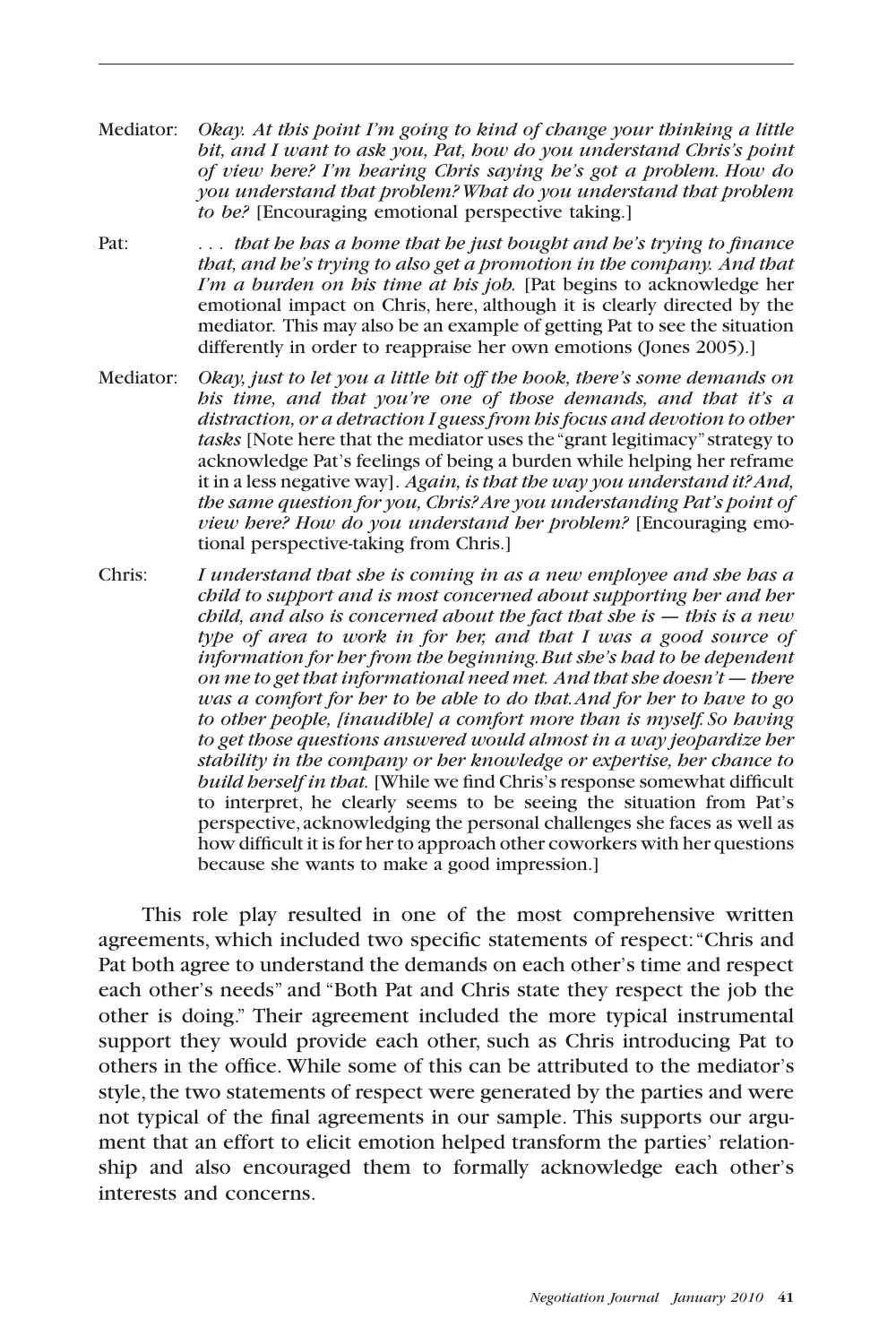Mediator: *Okay. At this point I'm going to kind of change your thinking a little bit, and I want to ask you, Pat, how do you understand Chris's point of view here? I'm hearing Chris saying he's got a problem. How do you understand that problem? What do you understand that problem to be?* [Encouraging emotional perspective taking.]

Pat: *. . . that he has a home that he just bought and he's trying to finance that, and he's trying to also get a promotion in the company. And that I'm a burden on his time at his job.* [Pat begins to acknowledge her emotional impact on Chris, here, although it is clearly directed by the mediator. This may also be an example of getting Pat to see the situation differently in order to reappraise her own emotions (Jones 2005).]

Mediator: *Okay, just to let you a little bit off the hook, there's some demands on his time, and that you're one of those demands, and that it's a distraction, or a detraction I guess from his focus and devotion to other tasks* [Note here that the mediator uses the "grant legitimacy" strategy to acknowledge Pat's feelings of being a burden while helping her reframe it in a less negative way]. *Again, is that the way you understand it? And, the same question for you, Chris? Are you understanding Pat's point of view here? How do you understand her problem?* [Encouraging emotional perspective-taking from Chris.]

Chris: *I understand that she is coming in as a new employee and she has a child to support and is most concerned about supporting her and her child, and also is concerned about the fact that she is — this is a new type of area to work in for her, and that I was a good source of information for her from the beginning. But she's had to be dependent on me to get that informational need met. And that she doesn't — there was a comfort for her to be able to do that. And for her to have to go to other people, [inaudible] a comfort more than is myself. So having to get those questions answered would almost in a way jeopardize her stability in the company or her knowledge or expertise, her chance to build herself in that.* [While we find Chris's response somewhat difficult to interpret, he clearly seems to be seeing the situation from Pat's perspective, acknowledging the personal challenges she faces as well as how difficult it is for her to approach other coworkers with her questions because she wants to make a good impression.]

This role play resulted in one of the most comprehensive written agreements, which included two specific statements of respect: "Chris and Pat both agree to understand the demands on each other's time and respect each other's needs" and "Both Pat and Chris state they respect the job the other is doing." Their agreement included the more typical instrumental support they would provide each other, such as Chris introducing Pat to others in the office. While some of this can be attributed to the mediator's style, the two statements of respect were generated by the parties and were not typical of the final agreements in our sample. This supports our argument that an effort to elicit emotion helped transform the parties' relationship and also encouraged them to formally acknowledge each other's interests and concerns.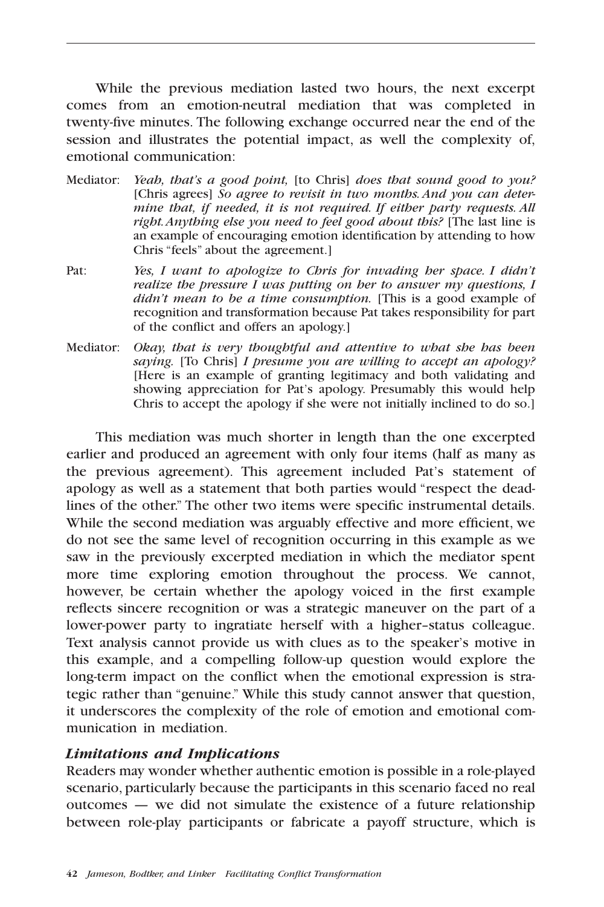While the previous mediation lasted two hours, the next excerpt comes from an emotion-neutral mediation that was completed in twenty-five minutes. The following exchange occurred near the end of the session and illustrates the potential impact, as well the complexity of, emotional communication:

Mediator: *Yeah, that's a good point,* [to Chris] *does that sound good to you?* [Chris agrees] *So agree to revisit in two months. And you can determine that, if needed, it is not required. If either party requests. All right. Anything else you need to feel good about this?* [The last line is an example of encouraging emotion identification by attending to how Chris "feels" about the agreement.]

Pat: *Yes, I want to apologize to Chris for invading her space. I didn't realize the pressure I was putting on her to answer my questions, I didn't mean to be a time consumption.* [This is a good example of recognition and transformation because Pat takes responsibility for part of the conflict and offers an apology.]

Mediator: *Okay, that is very thoughtful and attentive to what she has been saying.* [To Chris] *I presume you are willing to accept an apology?* [Here is an example of granting legitimacy and both validating and showing appreciation for Pat's apology. Presumably this would help Chris to accept the apology if she were not initially inclined to do so.]

This mediation was much shorter in length than the one excerpted earlier and produced an agreement with only four items (half as many as the previous agreement). This agreement included Pat's statement of apology as well as a statement that both parties would "respect the deadlines of the other." The other two items were specific instrumental details. While the second mediation was arguably effective and more efficient, we do not see the same level of recognition occurring in this example as we saw in the previously excerpted mediation in which the mediator spent more time exploring emotion throughout the process. We cannot, however, be certain whether the apology voiced in the first example reflects sincere recognition or was a strategic maneuver on the part of a lower-power party to ingratiate herself with a higher–status colleague. Text analysis cannot provide us with clues as to the speaker's motive in this example, and a compelling follow-up question would explore the long-term impact on the conflict when the emotional expression is strategic rather than "genuine." While this study cannot answer that question, it underscores the complexity of the role of emotion and emotional communication in mediation.

### *Limitations and Implications*

Readers may wonder whether authentic emotion is possible in a role-played scenario, particularly because the participants in this scenario faced no real outcomes — we did not simulate the existence of a future relationship between role-play participants or fabricate a payoff structure, which is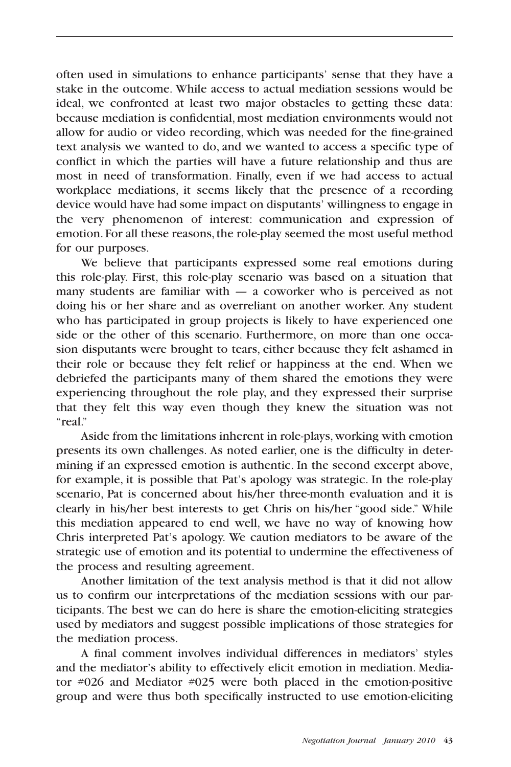often used in simulations to enhance participants' sense that they have a stake in the outcome. While access to actual mediation sessions would be ideal, we confronted at least two major obstacles to getting these data: because mediation is confidential, most mediation environments would not allow for audio or video recording, which was needed for the fine-grained text analysis we wanted to do, and we wanted to access a specific type of conflict in which the parties will have a future relationship and thus are most in need of transformation. Finally, even if we had access to actual workplace mediations, it seems likely that the presence of a recording device would have had some impact on disputants' willingness to engage in the very phenomenon of interest: communication and expression of emotion. For all these reasons, the role-play seemed the most useful method for our purposes.

We believe that participants expressed some real emotions during this role-play. First, this role-play scenario was based on a situation that many students are familiar with — a coworker who is perceived as not doing his or her share and as overreliant on another worker. Any student who has participated in group projects is likely to have experienced one side or the other of this scenario. Furthermore, on more than one occasion disputants were brought to tears, either because they felt ashamed in their role or because they felt relief or happiness at the end. When we debriefed the participants many of them shared the emotions they were experiencing throughout the role play, and they expressed their surprise that they felt this way even though they knew the situation was not "real."

Aside from the limitations inherent in role-plays, working with emotion presents its own challenges. As noted earlier, one is the difficulty in determining if an expressed emotion is authentic. In the second excerpt above, for example, it is possible that Pat's apology was strategic. In the role-play scenario, Pat is concerned about his/her three-month evaluation and it is clearly in his/her best interests to get Chris on his/her "good side." While this mediation appeared to end well, we have no way of knowing how Chris interpreted Pat's apology. We caution mediators to be aware of the strategic use of emotion and its potential to undermine the effectiveness of the process and resulting agreement.

Another limitation of the text analysis method is that it did not allow us to confirm our interpretations of the mediation sessions with our participants. The best we can do here is share the emotion-eliciting strategies used by mediators and suggest possible implications of those strategies for the mediation process.

A final comment involves individual differences in mediators' styles and the mediator's ability to effectively elicit emotion in mediation. Mediator #026 and Mediator #025 were both placed in the emotion-positive group and were thus both specifically instructed to use emotion-eliciting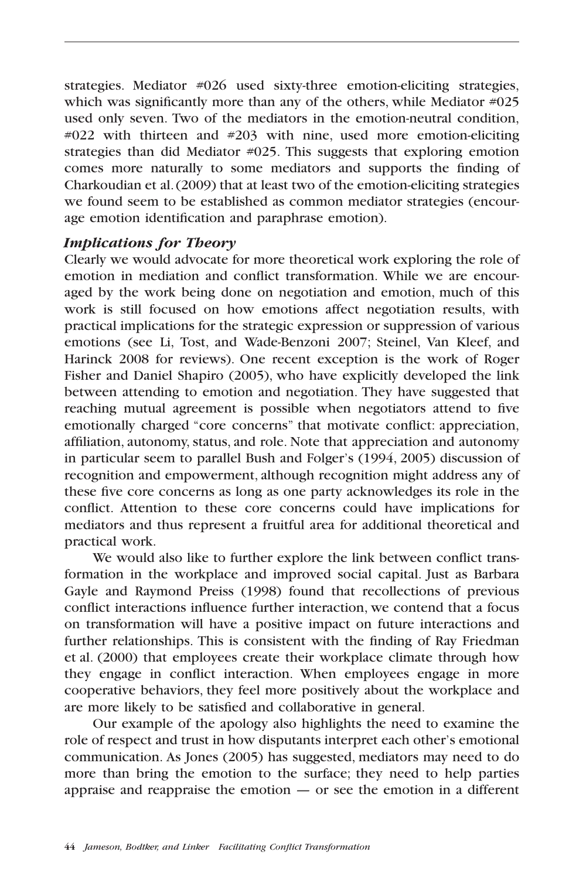strategies. Mediator #026 used sixty-three emotion-eliciting strategies, which was significantly more than any of the others, while Mediator #025 used only seven. Two of the mediators in the emotion-neutral condition, #022 with thirteen and #203 with nine, used more emotion-eliciting strategies than did Mediator #025. This suggests that exploring emotion comes more naturally to some mediators and supports the finding of Charkoudian et al. (2009) that at least two of the emotion-eliciting strategies we found seem to be established as common mediator strategies (encourage emotion identification and paraphrase emotion).

### *Implications for Theory*

Clearly we would advocate for more theoretical work exploring the role of emotion in mediation and conflict transformation. While we are encouraged by the work being done on negotiation and emotion, much of this work is still focused on how emotions affect negotiation results, with practical implications for the strategic expression or suppression of various emotions (see Li, Tost, and Wade-Benzoni 2007; Steinel, Van Kleef, and Harinck 2008 for reviews). One recent exception is the work of Roger Fisher and Daniel Shapiro (2005), who have explicitly developed the link between attending to emotion and negotiation. They have suggested that reaching mutual agreement is possible when negotiators attend to five emotionally charged "core concerns" that motivate conflict: appreciation, affiliation, autonomy, status, and role. Note that appreciation and autonomy in particular seem to parallel Bush and Folger's (1994, 2005) discussion of recognition and empowerment, although recognition might address any of these five core concerns as long as one party acknowledges its role in the conflict. Attention to these core concerns could have implications for mediators and thus represent a fruitful area for additional theoretical and practical work.

We would also like to further explore the link between conflict transformation in the workplace and improved social capital. Just as Barbara Gayle and Raymond Preiss (1998) found that recollections of previous conflict interactions influence further interaction, we contend that a focus on transformation will have a positive impact on future interactions and further relationships. This is consistent with the finding of Ray Friedman et al. (2000) that employees create their workplace climate through how they engage in conflict interaction. When employees engage in more cooperative behaviors, they feel more positively about the workplace and are more likely to be satisfied and collaborative in general.

Our example of the apology also highlights the need to examine the role of respect and trust in how disputants interpret each other's emotional communication. As Jones (2005) has suggested, mediators may need to do more than bring the emotion to the surface; they need to help parties appraise and reappraise the emotion — or see the emotion in a different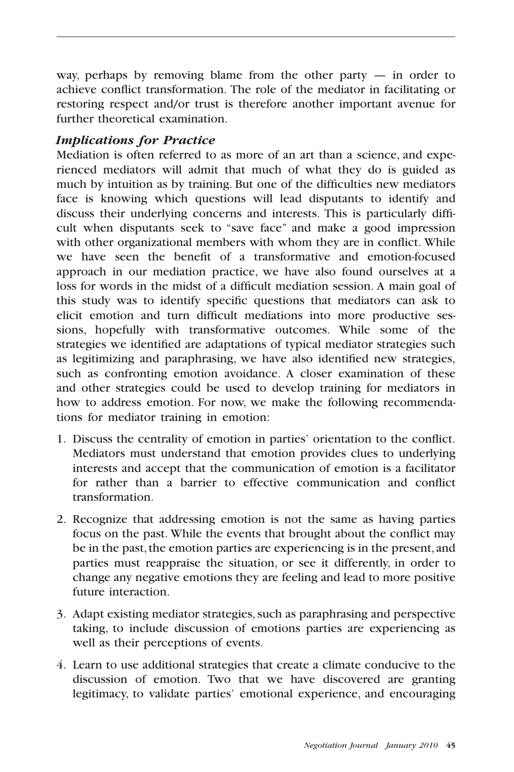way, perhaps by removing blame from the other party — in order to achieve conflict transformation. The role of the mediator in facilitating or restoring respect and/or trust is therefore another important avenue for further theoretical examination.

### *Implications for Practice*

Mediation is often referred to as more of an art than a science, and experienced mediators will admit that much of what they do is guided as much by intuition as by training. But one of the difficulties new mediators face is knowing which questions will lead disputants to identify and discuss their underlying concerns and interests. This is particularly difficult when disputants seek to "save face" and make a good impression with other organizational members with whom they are in conflict. While we have seen the benefit of a transformative and emotion-focused approach in our mediation practice, we have also found ourselves at a loss for words in the midst of a difficult mediation session. A main goal of this study was to identify specific questions that mediators can ask to elicit emotion and turn difficult mediations into more productive sessions, hopefully with transformative outcomes. While some of the strategies we identified are adaptations of typical mediator strategies such as legitimizing and paraphrasing, we have also identified new strategies, such as confronting emotion avoidance. A closer examination of these and other strategies could be used to develop training for mediators in how to address emotion. For now, we make the following recommendations for mediator training in emotion:

1. Discuss the centrality of emotion in parties' orientation to the conflict. Mediators must understand that emotion provides clues to underlying interests and accept that the communication of emotion is a facilitator for rather than a barrier to effective communication and conflict transformation.
2. Recognize that addressing emotion is not the same as having parties focus on the past. While the events that brought about the conflict may be in the past, the emotion parties are experiencing is in the present, and parties must reappraise the situation, or see it differently, in order to change any negative emotions they are feeling and lead to more positive future interaction.
3. Adapt existing mediator strategies, such as paraphrasing and perspective taking, to include discussion of emotions parties are experiencing as well as their perceptions of events.
4. Learn to use additional strategies that create a climate conducive to the discussion of emotion. Two that we have discovered are granting legitimacy, to validate parties' emotional experience, and encouraging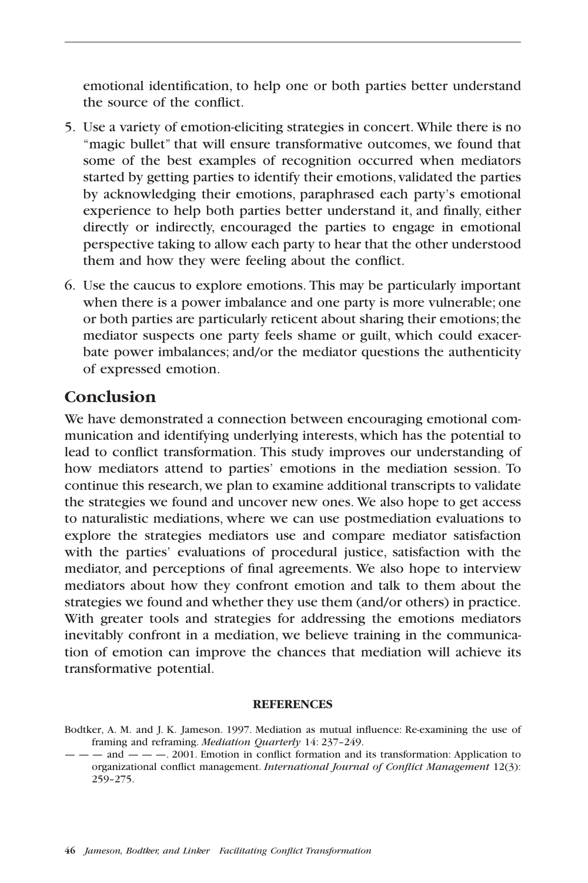emotional identification, to help one or both parties better understand the source of the conflict.

5. Use a variety of emotion-eliciting strategies in concert. While there is no "magic bullet" that will ensure transformative outcomes, we found that some of the best examples of recognition occurred when mediators started by getting parties to identify their emotions, validated the parties by acknowledging their emotions, paraphrased each party's emotional experience to help both parties better understand it, and finally, either directly or indirectly, encouraged the parties to engage in emotional perspective taking to allow each party to hear that the other understood them and how they were feeling about the conflict.

6. Use the caucus to explore emotions. This may be particularly important when there is a power imbalance and one party is more vulnerable; one or both parties are particularly reticent about sharing their emotions; the mediator suspects one party feels shame or guilt, which could exacerbate power imbalances; and/or the mediator questions the authenticity of expressed emotion.

## Conclusion

We have demonstrated a connection between encouraging emotional communication and identifying underlying interests, which has the potential to lead to conflict transformation. This study improves our understanding of how mediators attend to parties' emotions in the mediation session. To continue this research, we plan to examine additional transcripts to validate the strategies we found and uncover new ones. We also hope to get access to naturalistic mediations, where we can use postmediation evaluations to explore the strategies mediators use and compare mediator satisfaction with the parties' evaluations of procedural justice, satisfaction with the mediator, and perceptions of final agreements. We also hope to interview mediators about how they confront emotion and talk to them about the strategies we found and whether they use them (and/or others) in practice. With greater tools and strategies for addressing the emotions mediators inevitably confront in a mediation, we believe training in the communication of emotion can improve the chances that mediation will achieve its transformative potential.

### REFERENCES

Bodtker, A. M. and J. K. Jameson. 1997. Mediation as mutual influence: Re-examining the use of framing and reframing. *Mediation Quarterly* 14: 237–249.

— — — and — — —. 2001. Emotion in conflict formation and its transformation: Application to organizational conflict management. *International Journal of Conflict Management* 12(3): 259–275.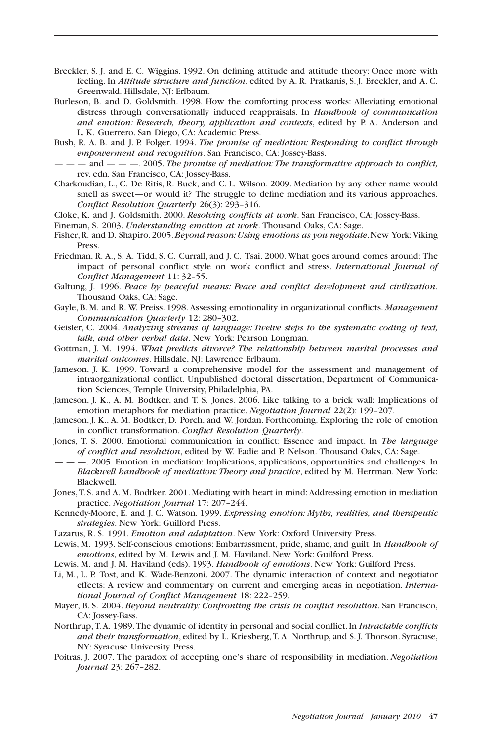Breckler, S. J. and E. C. Wiggins. 1992. On defining attitude and attitude theory: Once more with feeling. In *Attitude structure and function*, edited by A. R. Pratkanis, S. J. Breckler, and A. C. Greenwald. Hillsdale, NJ: Erlbaum.

Burleson, B. and D. Goldsmith. 1998. How the comforting process works: Alleviating emotional distress through conversationally induced reappraisals. In *Handbook of communication and emotion: Research, theory, application and contexts*, edited by P. A. Anderson and L. K. Guerrero. San Diego, CA: Academic Press.

Bush, R. A. B. and J. P. Folger. 1994. *The promise of mediation: Responding to conflict through empowerment and recognition*. San Francisco, CA: Jossey-Bass.

— — — and — — —. 2005. *The promise of mediation: The transformative approach to conflict,* rev. edn. San Francisco, CA: Jossey-Bass.

Charkoudian, L., C. De Ritis, R. Buck, and C. L. Wilson. 2009. Mediation by any other name would smell as sweet—or would it? The struggle to define mediation and its various approaches. *Conflict Resolution Quarterly* 26(3): 293–316.

Cloke, K. and J. Goldsmith. 2000. *Resolving conflicts at work*. San Francisco, CA: Jossey-Bass.

Fineman, S. 2003. *Understanding emotion at work*. Thousand Oaks, CA: Sage.

Fisher, R. and D. Shapiro. 2005. *Beyond reason: Using emotions as you negotiate*. New York: Viking Press.

Friedman, R. A., S. A. Tidd, S. C. Currall, and J. C. Tsai. 2000. What goes around comes around: The impact of personal conflict style on work conflict and stress. *International Journal of Conflict Management* 11: 32–55.

Galtung, J. 1996. *Peace by peaceful means: Peace and conflict development and civilization*. Thousand Oaks, CA: Sage.

Gayle, B. M. and R. W. Preiss. 1998. Assessing emotionality in organizational conflicts. *Management Communication Quarterly* 12: 280–302.

Geisler, C. 2004. *Analyzing streams of language: Twelve steps to the systematic coding of text, talk, and other verbal data*. New York: Pearson Longman.

Gottman, J. M. 1994. *What predicts divorce? The relationship between marital processes and marital outcomes*. Hillsdale, NJ: Lawrence Erlbaum.

Jameson, J. K. 1999. Toward a comprehensive model for the assessment and management of intraorganizational conflict. Unpublished doctoral dissertation, Department of Communication Sciences, Temple University, Philadelphia, PA.

Jameson, J. K., A. M. Bodtker, and T. S. Jones. 2006. Like talking to a brick wall: Implications of emotion metaphors for mediation practice. *Negotiation Journal* 22(2): 199–207.

Jameson, J. K., A. M. Bodtker, D. Porch, and W. Jordan. Forthcoming. Exploring the role of emotion in conflict transformation. *Conflict Resolution Quarterly*.

Jones, T. S. 2000. Emotional communication in conflict: Essence and impact. In *The language of conflict and resolution*, edited by W. Eadie and P. Nelson. Thousand Oaks, CA: Sage.

— — —. 2005. Emotion in mediation: Implications, applications, opportunities and challenges. In *Blackwell handbook of mediation: Theory and practice*, edited by M. Herrman. New York: Blackwell.

Jones, T. S. and A. M. Bodtker. 2001. Mediating with heart in mind: Addressing emotion in mediation practice. *Negotiation Journal* 17: 207–244.

Kennedy-Moore, E. and J. C. Watson. 1999. *Expressing emotion: Myths, realities, and therapeutic strategies*. New York: Guilford Press.

Lazarus, R. S. 1991. *Emotion and adaptation*. New York: Oxford University Press.

Lewis, M. 1993. Self-conscious emotions: Embarrassment, pride, shame, and guilt. In *Handbook of emotions*, edited by M. Lewis and J. M. Haviland. New York: Guilford Press.

Lewis, M. and J. M. Haviland (eds). 1993. *Handbook of emotions*. New York: Guilford Press.

Li, M., L. P. Tost, and K. Wade-Benzoni. 2007. The dynamic interaction of context and negotiator effects: A review and commentary on current and emerging areas in negotiation. *International Journal of Conflict Management* 18: 222–259.

Mayer, B. S. 2004. *Beyond neutrality: Confronting the crisis in conflict resolution*. San Francisco, CA: Jossey-Bass.

Northrup, T. A. 1989. The dynamic of identity in personal and social conflict. In *Intractable conflicts and their transformation*, edited by L. Kriesberg, T. A. Northrup, and S. J. Thorson. Syracuse, NY: Syracuse University Press.

Poitras, J. 2007. The paradox of accepting one's share of responsibility in mediation. *Negotiation Journal* 23: 267–282.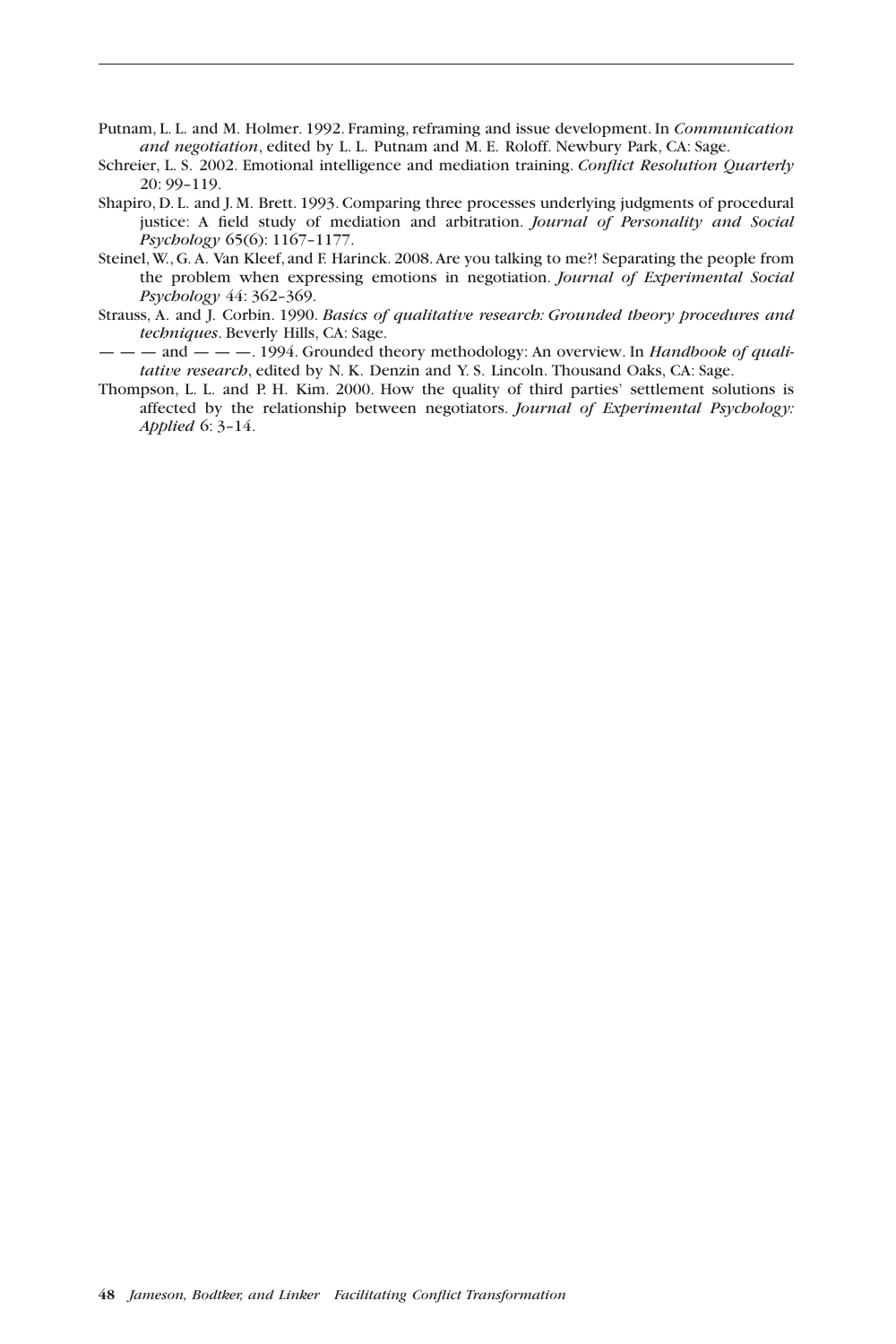Putnam, L. L. and M. Holmer. 1992. Framing, reframing and issue development. In *Communication and negotiation*, edited by L. L. Putnam and M. E. Roloff. Newbury Park, CA: Sage.

Schreier, L. S. 2002. Emotional intelligence and mediation training. *Conflict Resolution Quarterly* 20: 99–119.

Shapiro, D. L. and J. M. Brett. 1993. Comparing three processes underlying judgments of procedural justice: A field study of mediation and arbitration. *Journal of Personality and Social Psychology* 65(6): 1167–1177.

Steinel, W., G. A. Van Kleef, and F. Harinck. 2008. Are you talking to me?! Separating the people from the problem when expressing emotions in negotiation. *Journal of Experimental Social Psychology* 44: 362–369.

Strauss, A. and J. Corbin. 1990. *Basics of qualitative research: Grounded theory procedures and techniques*. Beverly Hills, CA: Sage.

— — — and — — —. 1994. Grounded theory methodology: An overview. In *Handbook of qualitative research*, edited by N. K. Denzin and Y. S. Lincoln. Thousand Oaks, CA: Sage.

Thompson, L. L. and P. H. Kim. 2000. How the quality of third parties' settlement solutions is affected by the relationship between negotiators. *Journal of Experimental Psychology: Applied* 6: 3–14.